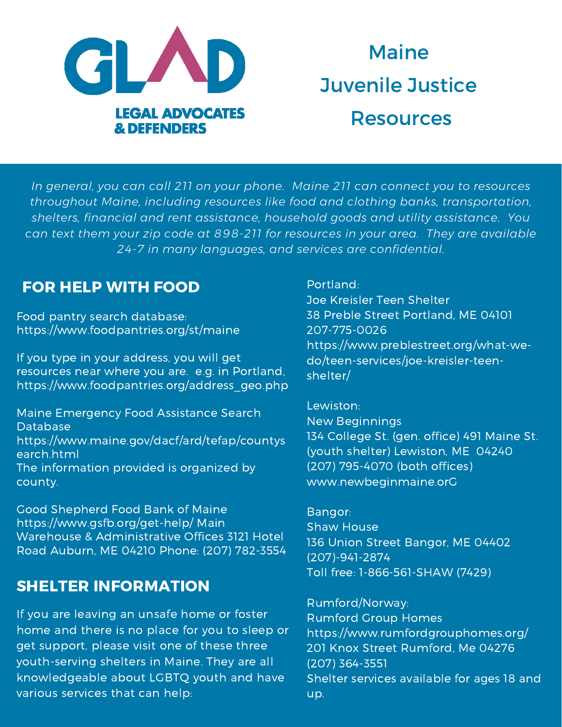GLAD

LEGAL ADVOCATES & DEFENDERS

# Maine Juvenile Justice Resources

*In general, you can call 211 on your phone. Maine 211 can connect you to resources throughout Maine, including resources like food and clothing banks, transportation, shelters, financial and rent assistance, household goods and utility assistance. You can text them your zip code at 898-211 for resources in your area. They are available 24-7 in many languages, and services are confidential.*

## FOR HELP WITH FOOD

Food pantry search database:
https://www.foodpantries.org/st/maine

If you type in your address, you will get resources near where you are. e.g. in Portland, https://www.foodpantries.org/address_geo.php

Maine Emergency Food Assistance Search Database
https://www.maine.gov/dacf/ard/tefap/countysearch.html
The information provided is organized by county.

Good Shepherd Food Bank of Maine
https://www.gsfb.org/get-help/ Main Warehouse & Administrative Offices 3121 Hotel Road Auburn, ME 04210 Phone: (207) 782-3554

## SHELTER INFORMATION

If you are leaving an unsafe home or foster home and there is no place for you to sleep or get support, please visit one of these three youth-serving shelters in Maine. They are all knowledgeable about LGBTQ youth and have various services that can help:

Portland:
Joe Kreisler Teen Shelter
38 Preble Street Portland, ME 04101
207-775-0026
https://www.preblestreet.org/what-we-do/teen-services/joe-kreisler-teen-shelter/

Lewiston:
New Beginnings
134 College St. (gen. office) 491 Maine St. (youth shelter) Lewiston, ME 04240
(207) 795-4070 (both offices)
www.newbeginmaine.orG

Bangor:
Shaw House
136 Union Street Bangor, ME 04402
(207)-941-2874
Toll free: 1-866-561-SHAW (7429)

Rumford/Norway:
Rumford Group Homes
https://www.rumfordgrouphomes.org/
201 Knox Street Rumford, Me 04276
(207) 364-3551
Shelter services available for ages 18 and up.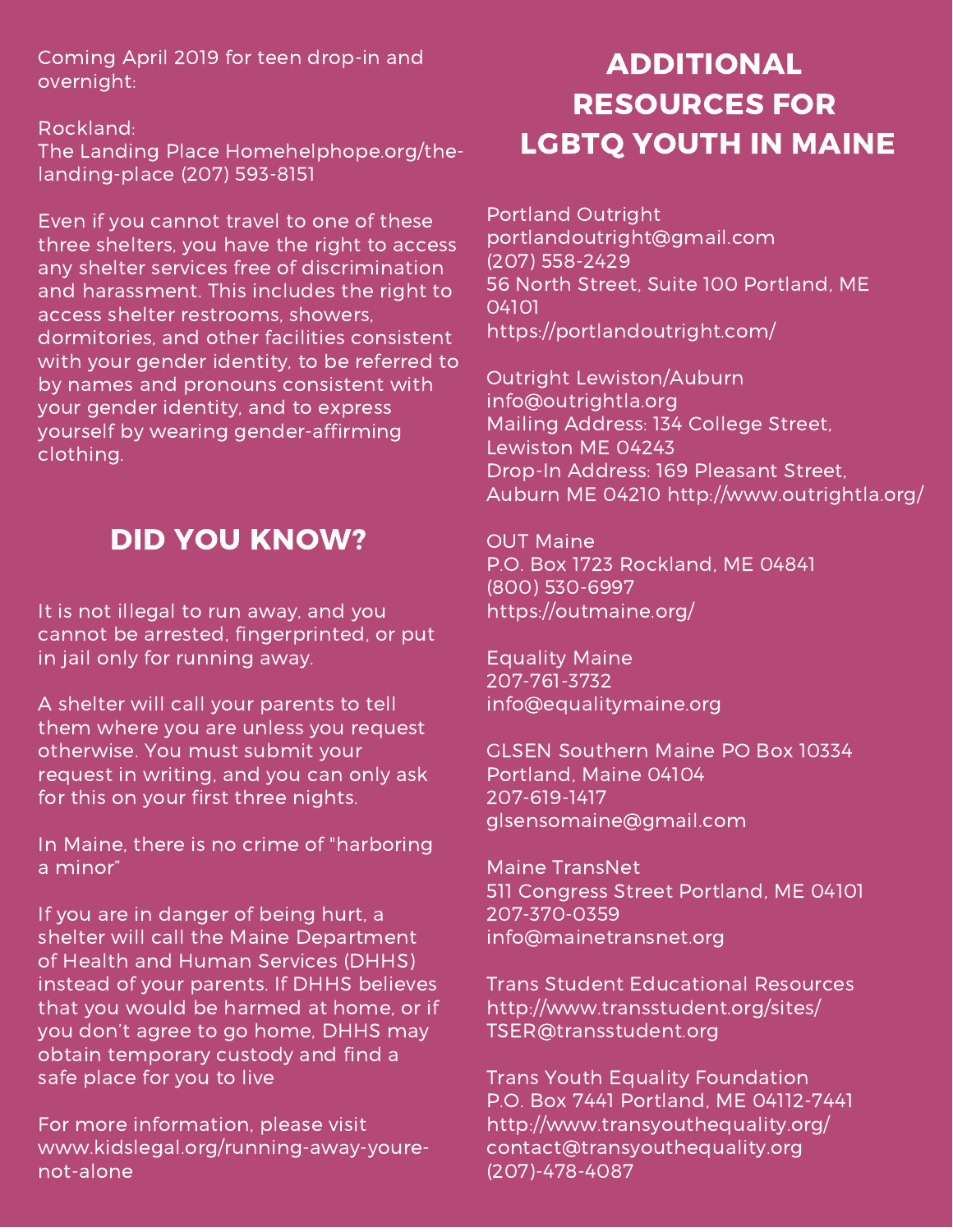Coming April 2019 for teen drop-in and overnight:

Rockland:
The Landing Place Homehelphope.org/the-landing-place (207) 593-8151

Even if you cannot travel to one of these three shelters, you have the right to access any shelter services free of discrimination and harassment. This includes the right to access shelter restrooms, showers, dormitories, and other facilities consistent with your gender identity, to be referred to by names and pronouns consistent with your gender identity, and to express yourself by wearing gender-affirming clothing.

## DID YOU KNOW?

It is not illegal to run away, and you cannot be arrested, fingerprinted, or put in jail only for running away.

A shelter will call your parents to tell them where you are unless you request otherwise. You must submit your request in writing, and you can only ask for this on your first three nights.

In Maine, there is no crime of "harboring a minor"

If you are in danger of being hurt, a shelter will call the Maine Department of Health and Human Services (DHHS) instead of your parents. If DHHS believes that you would be harmed at home, or if you don't agree to go home, DHHS may obtain temporary custody and find a safe place for you to live

For more information, please visit www.kidslegal.org/running-away-youre-not-alone

## ADDITIONAL RESOURCES FOR LGBTQ YOUTH IN MAINE

Portland Outright
portlandoutright@gmail.com
(207) 558-2429
56 North Street, Suite 100 Portland, ME 04101
https://portlandoutright.com/

Outright Lewiston/Auburn
info@outrightla.org
Mailing Address: 134 College Street, Lewiston ME 04243
Drop-In Address: 169 Pleasant Street, Auburn ME 04210 http://www.outrightla.org/

OUT Maine
P.O. Box 1723 Rockland, ME 04841
(800) 530-6997
https://outmaine.org/

Equality Maine
207-761-3732
info@equalitymaine.org

GLSEN Southern Maine PO Box 10334
Portland, Maine 04104
207-619-1417
glsensomaine@gmail.com

Maine TransNet
511 Congress Street Portland, ME 04101
207-370-0359
info@mainetransnet.org

Trans Student Educational Resources
http://www.transstudent.org/sites/
TSER@transstudent.org

Trans Youth Equality Foundation
P.O. Box 7441 Portland, ME 04112-7441
http://www.transyouthequality.org/
contact@transyouthequality.org
(207)-478-4087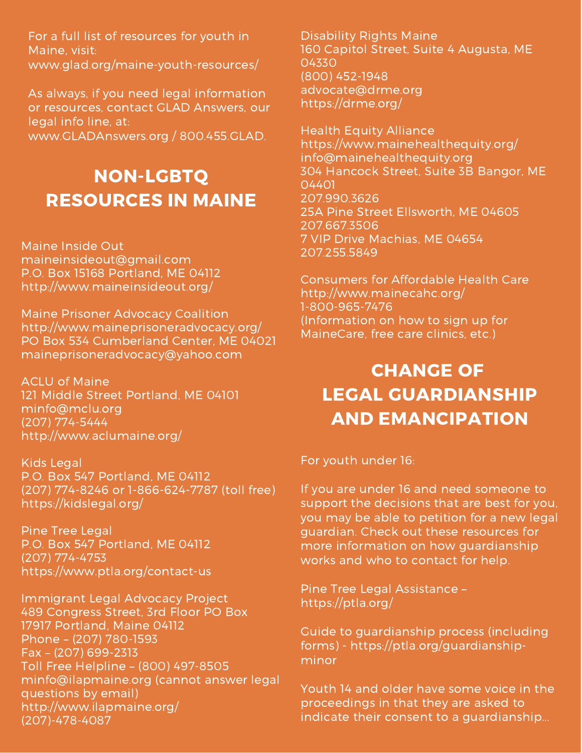For a full list of resources for youth in Maine, visit: www.glad.org/maine-youth-resources/

As always, if you need legal information or resources, contact GLAD Answers, our legal info line, at: www.GLADAnswers.org / 800.455.GLAD.

## NON-LGBTQ RESOURCES IN MAINE

Maine Inside Out
maineinsideout@gmail.com
P.O. Box 15168 Portland, ME 04112
http://www.maineinsideout.org/

Maine Prisoner Advocacy Coalition
http://www.maineprisoneradvocacy.org/
PO Box 534 Cumberland Center, ME 04021
maineprisoneradvocacy@yahoo.com

ACLU of Maine
121 Middle Street Portland, ME 04101
minfo@mclu.org
(207) 774-5444
http://www.aclumaine.org/

Kids Legal
P.O. Box 547 Portland, ME 04112
(207) 774-8246 or 1-866-624-7787 (toll free)
https://kidslegal.org/

Pine Tree Legal
P.O. Box 547 Portland, ME 04112
(207) 774-4753
https://www.ptla.org/contact-us

Immigrant Legal Advocacy Project
489 Congress Street, 3rd Floor PO Box 17917 Portland, Maine 04112
Phone – (207) 780-1593
Fax – (207) 699-2313
Toll Free Helpline – (800) 497-8505
minfo@ilapmaine.org (cannot answer legal questions by email)
http://www.ilapmaine.org/
(207)-478-4087

Disability Rights Maine
160 Capitol Street, Suite 4 Augusta, ME 04330
(800) 452-1948
advocate@drme.org
https://drme.org/

Health Equity Alliance
https://www.mainehealthequity.org/
info@mainehealthequity.org
304 Hancock Street, Suite 3B Bangor, ME 04401
207.990.3626
25A Pine Street Ellsworth, ME 04605
207.667.3506
7 VIP Drive Machias, ME 04654
207.255.5849

Consumers for Affordable Health Care
http://www.mainecahc.org/
1-800-965-7476
(Information on how to sign up for MaineCare, free care clinics, etc.)

## CHANGE OF LEGAL GUARDIANSHIP AND EMANCIPATION

For youth under 16:

If you are under 16 and need someone to support the decisions that are best for you, you may be able to petition for a new legal guardian. Check out these resources for more information on how guardianship works and who to contact for help.

Pine Tree Legal Assistance – https://ptla.org/

Guide to guardianship process (including forms) - https://ptla.org/guardianship-minor

Youth 14 and older have some voice in the proceedings in that they are asked to indicate their consent to a guardianship...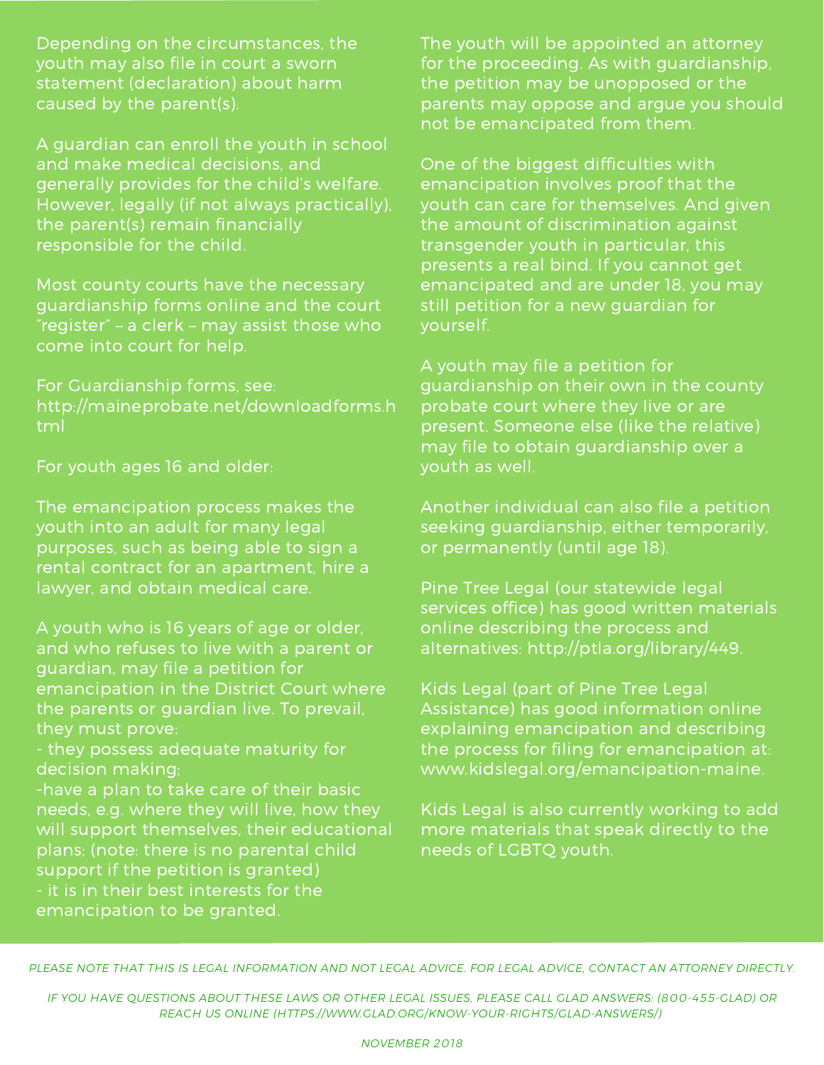Depending on the circumstances, the youth may also file in court a sworn statement (declaration) about harm caused by the parent(s).

A guardian can enroll the youth in school and make medical decisions, and generally provides for the child's welfare. However, legally (if not always practically), the parent(s) remain financially responsible for the child.

Most county courts have the necessary guardianship forms online and the court "register" – a clerk – may assist those who come into court for help.

For Guardianship forms, see: http://maineprobate.net/downloadforms.html

For youth ages 16 and older:

The emancipation process makes the youth into an adult for many legal purposes, such as being able to sign a rental contract for an apartment, hire a lawyer, and obtain medical care.

A youth who is 16 years of age or older, and who refuses to live with a parent or guardian, may file a petition for emancipation in the District Court where the parents or guardian live. To prevail, they must prove:

- they possess adequate maturity for decision making;
- have a plan to take care of their basic needs, e.g. where they will live, how they will support themselves, their educational plans; (note: there is no parental child support if the petition is granted)
- it is in their best interests for the emancipation to be granted.

The youth will be appointed an attorney for the proceeding. As with guardianship, the petition may be unopposed or the parents may oppose and argue you should not be emancipated from them.

One of the biggest difficulties with emancipation involves proof that the youth can care for themselves. And given the amount of discrimination against transgender youth in particular, this presents a real bind. If you cannot get emancipated and are under 18, you may still petition for a new guardian for yourself.

A youth may file a petition for guardianship on their own in the county probate court where they live or are present. Someone else (like the relative) may file to obtain guardianship over a youth as well.

Another individual can also file a petition seeking guardianship, either temporarily, or permanently (until age 18).

Pine Tree Legal (our statewide legal services office) has good written materials online describing the process and alternatives: http://ptla.org/library/449.

Kids Legal (part of Pine Tree Legal Assistance) has good information online explaining emancipation and describing the process for filing for emancipation at: www.kidslegal.org/emancipation-maine.

Kids Legal is also currently working to add more materials that speak directly to the needs of LGBTQ youth.

*PLEASE NOTE THAT THIS IS LEGAL INFORMATION AND NOT LEGAL ADVICE. FOR LEGAL ADVICE, CONTACT AN ATTORNEY DIRECTLY.*

*IF YOU HAVE QUESTIONS ABOUT THESE LAWS OR OTHER LEGAL ISSUES, PLEASE CALL GLAD ANSWERS: (800-455-GLAD) OR REACH US ONLINE (HTTPS://WWW.GLAD.ORG/KNOW-YOUR-RIGHTS/GLAD-ANSWERS/)*

*NOVEMBER 2018*